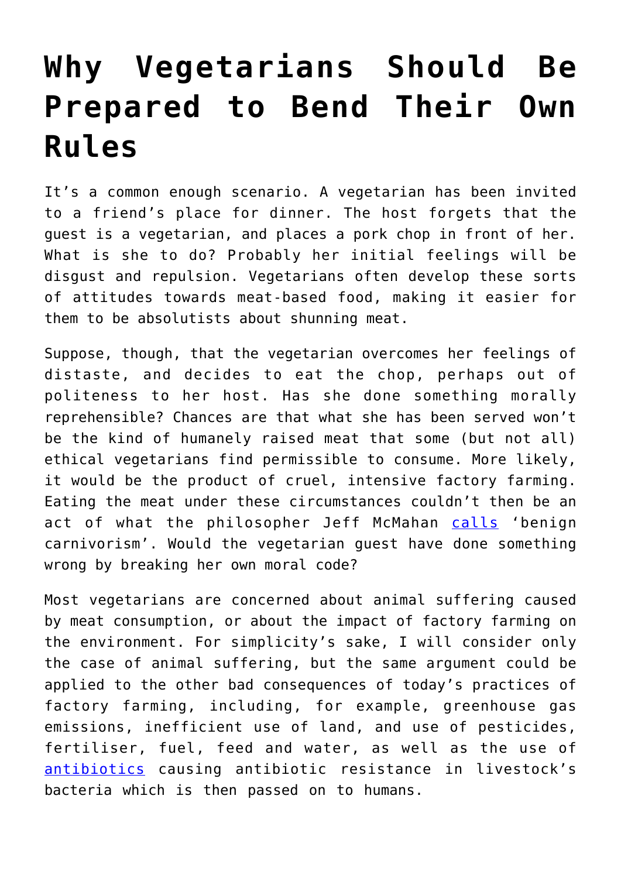# Why Vegetarians Should Be Prepared to Bend Their Own Rules

It's a common enough scenario. A vegetarian has been invited to a friend's place for dinner. The host forgets that the guest is a vegetarian, and places a pork chop in front of her. What is she to do? Probably her initial feelings will be disgust and repulsion. Vegetarians often develop these sorts of attitudes towards meat-based food, making it easier for them to be absolutists about shunning meat.

Suppose, though, that the vegetarian overcomes her feelings of distaste, and decides to eat the chop, perhaps out of politeness to her host. Has she done something morally reprehensible? Chances are that what she has been served won't be the kind of humanely raised meat that some (but not all) ethical vegetarians find permissible to consume. More likely, it would be the product of cruel, intensive factory farming. Eating the meat under these circumstances couldn't then be an act of what the philosopher Jeff McMahan calls 'benign carnivorism'. Would the vegetarian guest have done something wrong by breaking her own moral code?

Most vegetarians are concerned about animal suffering caused by meat consumption, or about the impact of factory farming on the environment. For simplicity's sake, I will consider only the case of animal suffering, but the same argument could be applied to the other bad consequences of today's practices of factory farming, including, for example, greenhouse gas emissions, inefficient use of land, and use of pesticides, fertiliser, fuel, feed and water, as well as the use of antibiotics causing antibiotic resistance in livestock's bacteria which is then passed on to humans.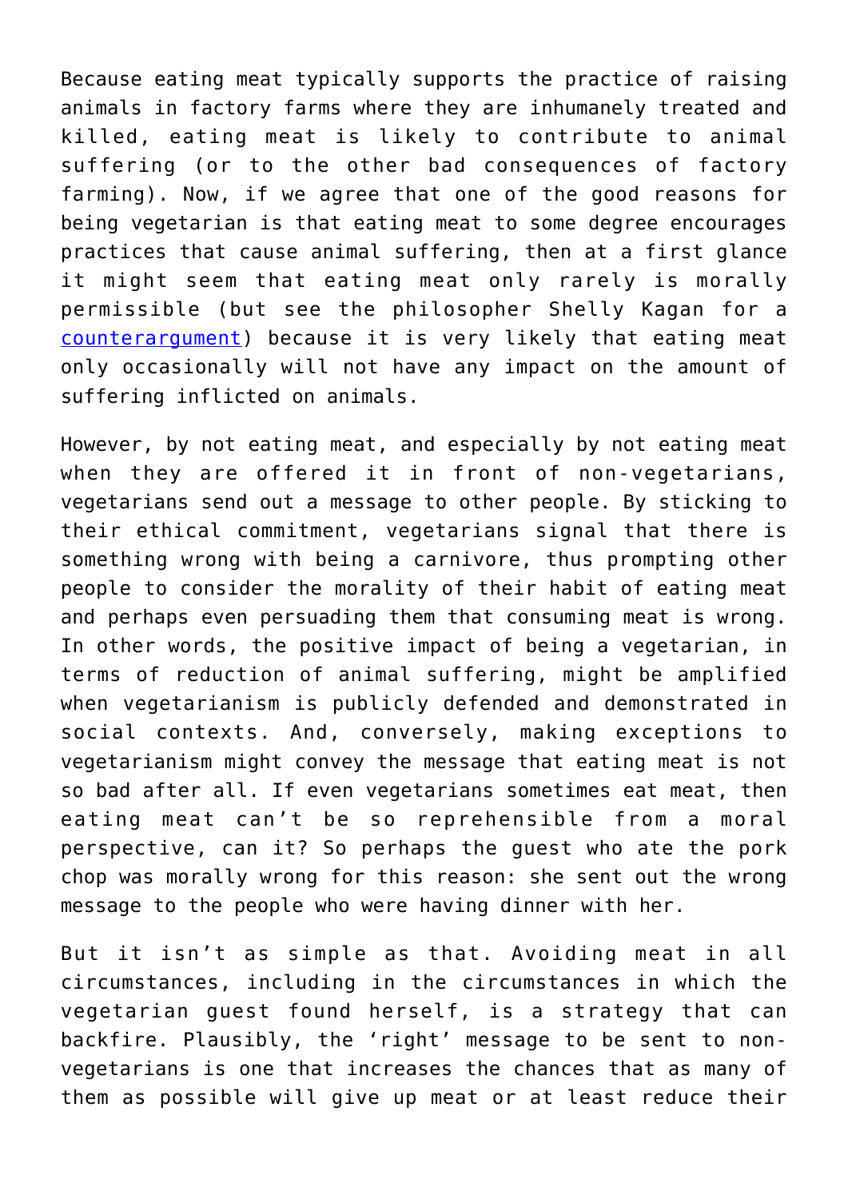Because eating meat typically supports the practice of raising animals in factory farms where they are inhumanely treated and killed, eating meat is likely to contribute to animal suffering (or to the other bad consequences of factory farming). Now, if we agree that one of the good reasons for being vegetarian is that eating meat to some degree encourages practices that cause animal suffering, then at a first glance it might seem that eating meat only rarely is morally permissible (but see the philosopher Shelly Kagan for a counterargument) because it is very likely that eating meat only occasionally will not have any impact on the amount of suffering inflicted on animals.

However, by not eating meat, and especially by not eating meat when they are offered it in front of non-vegetarians, vegetarians send out a message to other people. By sticking to their ethical commitment, vegetarians signal that there is something wrong with being a carnivore, thus prompting other people to consider the morality of their habit of eating meat and perhaps even persuading them that consuming meat is wrong. In other words, the positive impact of being a vegetarian, in terms of reduction of animal suffering, might be amplified when vegetarianism is publicly defended and demonstrated in social contexts. And, conversely, making exceptions to vegetarianism might convey the message that eating meat is not so bad after all. If even vegetarians sometimes eat meat, then eating meat can't be so reprehensible from a moral perspective, can it? So perhaps the guest who ate the pork chop was morally wrong for this reason: she sent out the wrong message to the people who were having dinner with her.

But it isn't as simple as that. Avoiding meat in all circumstances, including in the circumstances in which the vegetarian guest found herself, is a strategy that can backfire. Plausibly, the 'right' message to be sent to non-vegetarians is one that increases the chances that as many of them as possible will give up meat or at least reduce their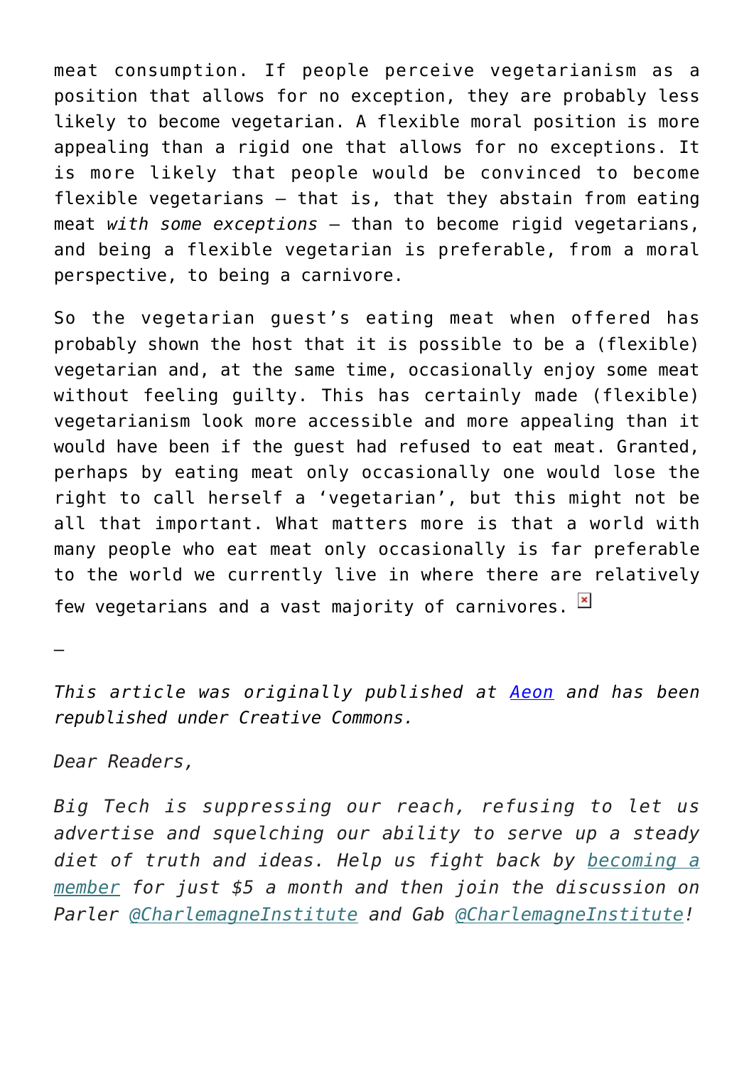meat consumption. If people perceive vegetarianism as a position that allows for no exception, they are probably less likely to become vegetarian. A flexible moral position is more appealing than a rigid one that allows for no exceptions. It is more likely that people would be convinced to become flexible vegetarians – that is, that they abstain from eating meat *with some exceptions* – than to become rigid vegetarians, and being a flexible vegetarian is preferable, from a moral perspective, to being a carnivore.

So the vegetarian guest's eating meat when offered has probably shown the host that it is possible to be a (flexible) vegetarian and, at the same time, occasionally enjoy some meat without feeling guilty. This has certainly made (flexible) vegetarianism look more accessible and more appealing than it would have been if the guest had refused to eat meat. Granted, perhaps by eating meat only occasionally one would lose the right to call herself a 'vegetarian', but this might not be all that important. What matters more is that a world with many people who eat meat only occasionally is far preferable to the world we currently live in where there are relatively few vegetarians and a vast majority of carnivores.

–

*This article was originally published at Aeon and has been republished under Creative Commons.*

*Dear Readers,*

*Big Tech is suppressing our reach, refusing to let us advertise and squelching our ability to serve up a steady diet of truth and ideas. Help us fight back by becoming a member for just $5 a month and then join the discussion on Parler @CharlemagneInstitute and Gab @CharlemagneInstitute!*